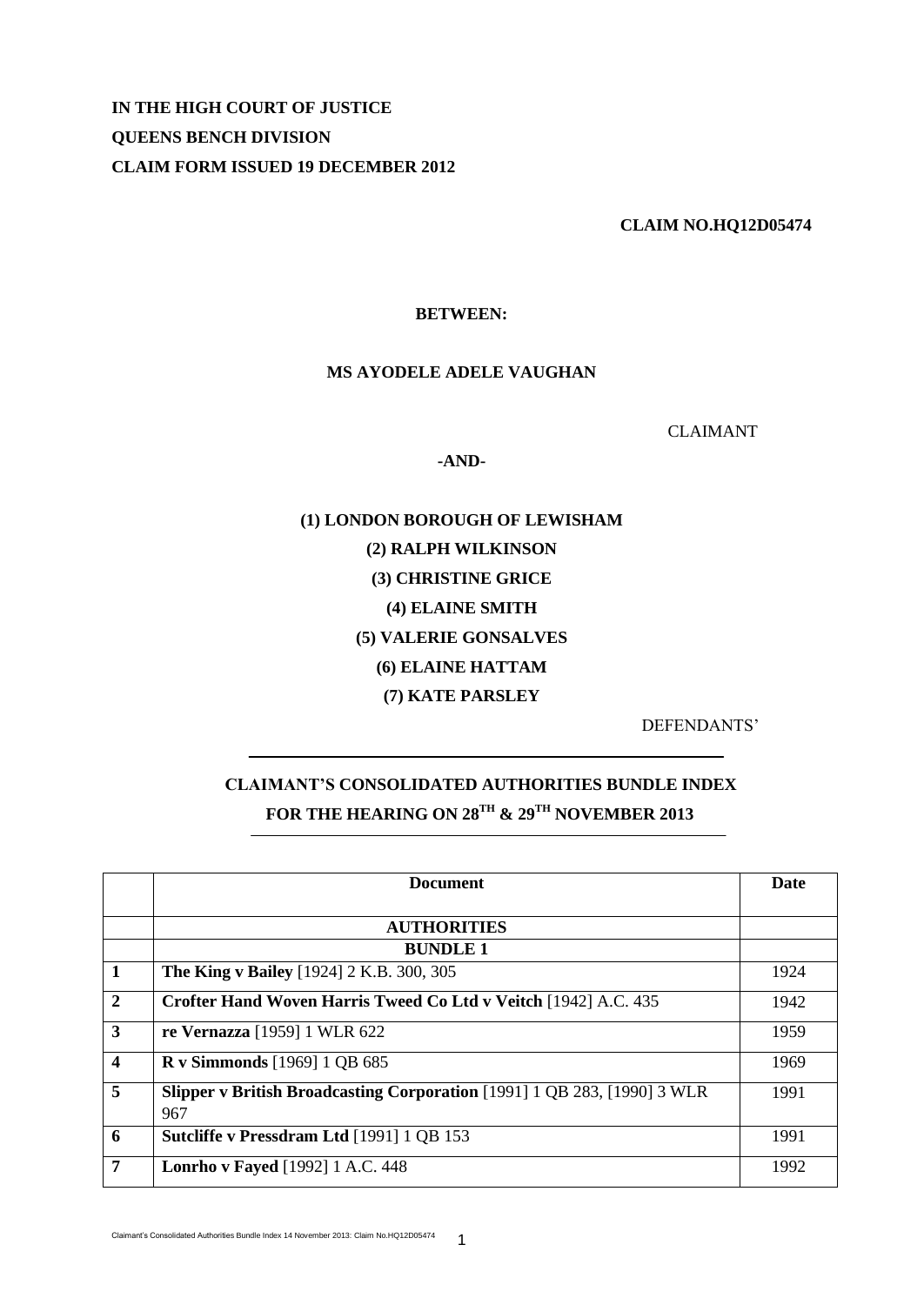**IN THE HIGH COURT OF JUSTICE**

**QUEENS BENCH DIVISION**

**CLAIM FORM ISSUED 19 DECEMBER 2012**

**CLAIM NO.HQ12D05474**

**BETWEEN:**

**MS AYODELE ADELE VAUGHAN**

CLAIMANT

**-AND-**

**(1) LONDON BOROUGH OF LEWISHAM**

**(2) RALPH WILKINSON**

**(3) CHRISTINE GRICE**

**(4) ELAINE SMITH**

**(5) VALERIE GONSALVES**

**(6) ELAINE HATTAM**

**(7) KATE PARSLEY**

DEFENDANTS'

---

**CLAIMANT'S CONSOLIDATED AUTHORITIES BUNDLE INDEX**

**FOR THE HEARING ON 28TH & 29TH NOVEMBER 2013**

---

| | Document | Date |
|---|---|---|
| | **AUTHORITIES** | |
| | **BUNDLE 1** | |
| **1** | **The King v Bailey** [1924] 2 K.B. 300, 305 | 1924 |
| **2** | **Crofter Hand Woven Harris Tweed Co Ltd v Veitch** [1942] A.C. 435 | 1942 |
| **3** | **re Vernazza** [1959] 1 WLR 622 | 1959 |
| **4** | **R v Simmonds** [1969] 1 QB 685 | 1969 |
| **5** | **Slipper v British Broadcasting Corporation** [1991] 1 QB 283, [1990] 3 WLR 967 | 1991 |
| **6** | **Sutcliffe v Pressdram Ltd** [1991] 1 QB 153 | 1991 |
| **7** | **Lonrho v Fayed** [1992] 1 A.C. 448 | 1992 |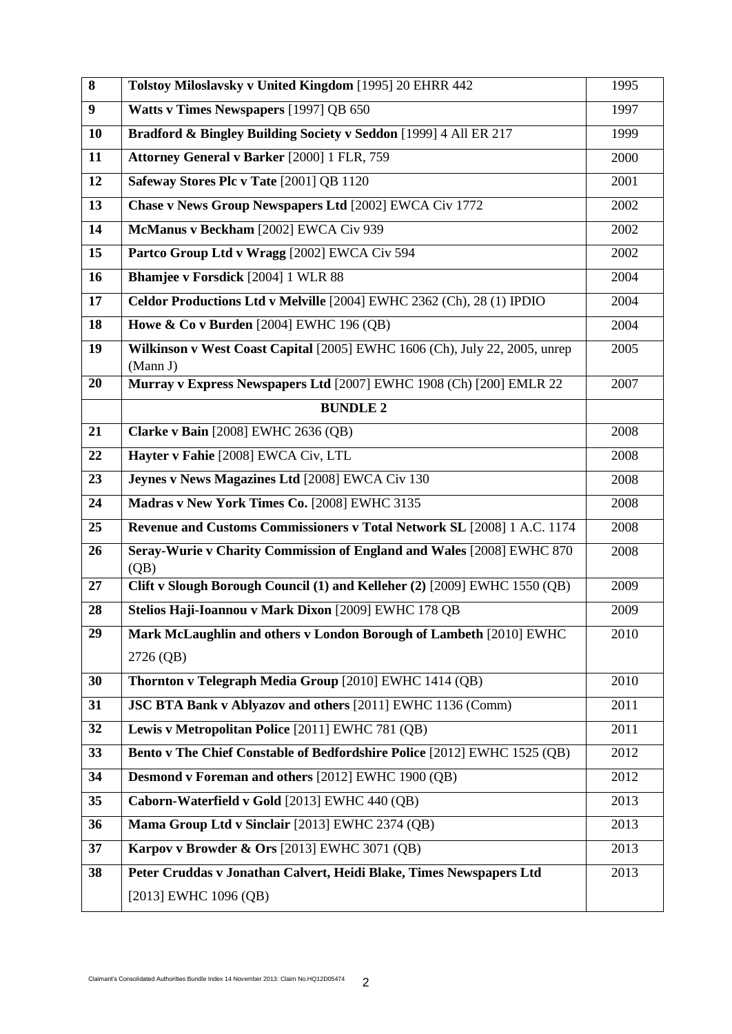| | | |
|---|---|---|
| **8** | **Tolstoy Miloslavsky v United Kingdom** [1995] 20 EHRR 442 | 1995 |
| **9** | **Watts v Times Newspapers** [1997] QB 650 | 1997 |
| **10** | **Bradford & Bingley Building Society v Seddon** [1999] 4 All ER 217 | 1999 |
| **11** | **Attorney General v Barker** [2000] 1 FLR, 759 | 2000 |
| **12** | **Safeway Stores Plc v Tate** [2001] QB 1120 | 2001 |
| **13** | **Chase v News Group Newspapers Ltd** [2002] EWCA Civ 1772 | 2002 |
| **14** | **McManus v Beckham** [2002] EWCA Civ 939 | 2002 |
| **15** | **Partco Group Ltd v Wragg** [2002] EWCA Civ 594 | 2002 |
| **16** | **Bhamjee v Forsdick** [2004] 1 WLR 88 | 2004 |
| **17** | **Celdor Productions Ltd v Melville** [2004] EWHC 2362 (Ch), 28 (1) IPDIO | 2004 |
| **18** | **Howe & Co v Burden** [2004] EWHC 196 (QB) | 2004 |
| **19** | **Wilkinson v West Coast Capital** [2005] EWHC 1606 (Ch), July 22, 2005, unrep (Mann J) | 2005 |
| **20** | **Murray v Express Newspapers Ltd** [2007] EWHC 1908 (Ch) [200] EMLR 22 | 2007 |
| | **BUNDLE 2** | |
| **21** | **Clarke v Bain** [2008] EWHC 2636 (QB) | 2008 |
| **22** | **Hayter v Fahie** [2008] EWCA Civ, LTL | 2008 |
| **23** | **Jeynes v News Magazines Ltd** [2008] EWCA Civ 130 | 2008 |
| **24** | **Madras v New York Times Co.** [2008] EWHC 3135 | 2008 |
| **25** | **Revenue and Customs Commissioners v Total Network SL** [2008] 1 A.C. 1174 | 2008 |
| **26** | **Seray-Wurie v Charity Commission of England and Wales** [2008] EWHC 870 (QB) | 2008 |
| **27** | **Clift v Slough Borough Council (1) and Kelleher (2)** [2009] EWHC 1550 (QB) | 2009 |
| **28** | **Stelios Haji-Ioannou v Mark Dixon** [2009] EWHC 178 QB | 2009 |
| **29** | **Mark McLaughlin and others v London Borough of Lambeth** [2010] EWHC 2726 (QB) | 2010 |
| **30** | **Thornton v Telegraph Media Group** [2010] EWHC 1414 (QB) | 2010 |
| **31** | **JSC BTA Bank v Ablyazov and others** [2011] EWHC 1136 (Comm) | 2011 |
| **32** | **Lewis v Metropolitan Police** [2011] EWHC 781 (QB) | 2011 |
| **33** | **Bento v The Chief Constable of Bedfordshire Police** [2012] EWHC 1525 (QB) | 2012 |
| **34** | **Desmond v Foreman and others** [2012] EWHC 1900 (QB) | 2012 |
| **35** | **Caborn-Waterfield v Gold** [2013] EWHC 440 (QB) | 2013 |
| **36** | **Mama Group Ltd v Sinclair** [2013] EWHC 2374 (QB) | 2013 |
| **37** | **Karpov v Browder & Ors** [2013] EWHC 3071 (QB) | 2013 |
| **38** | **Peter Cruddas v Jonathan Calvert, Heidi Blake, Times Newspapers Ltd** [2013] EWHC 1096 (QB) | 2013 |